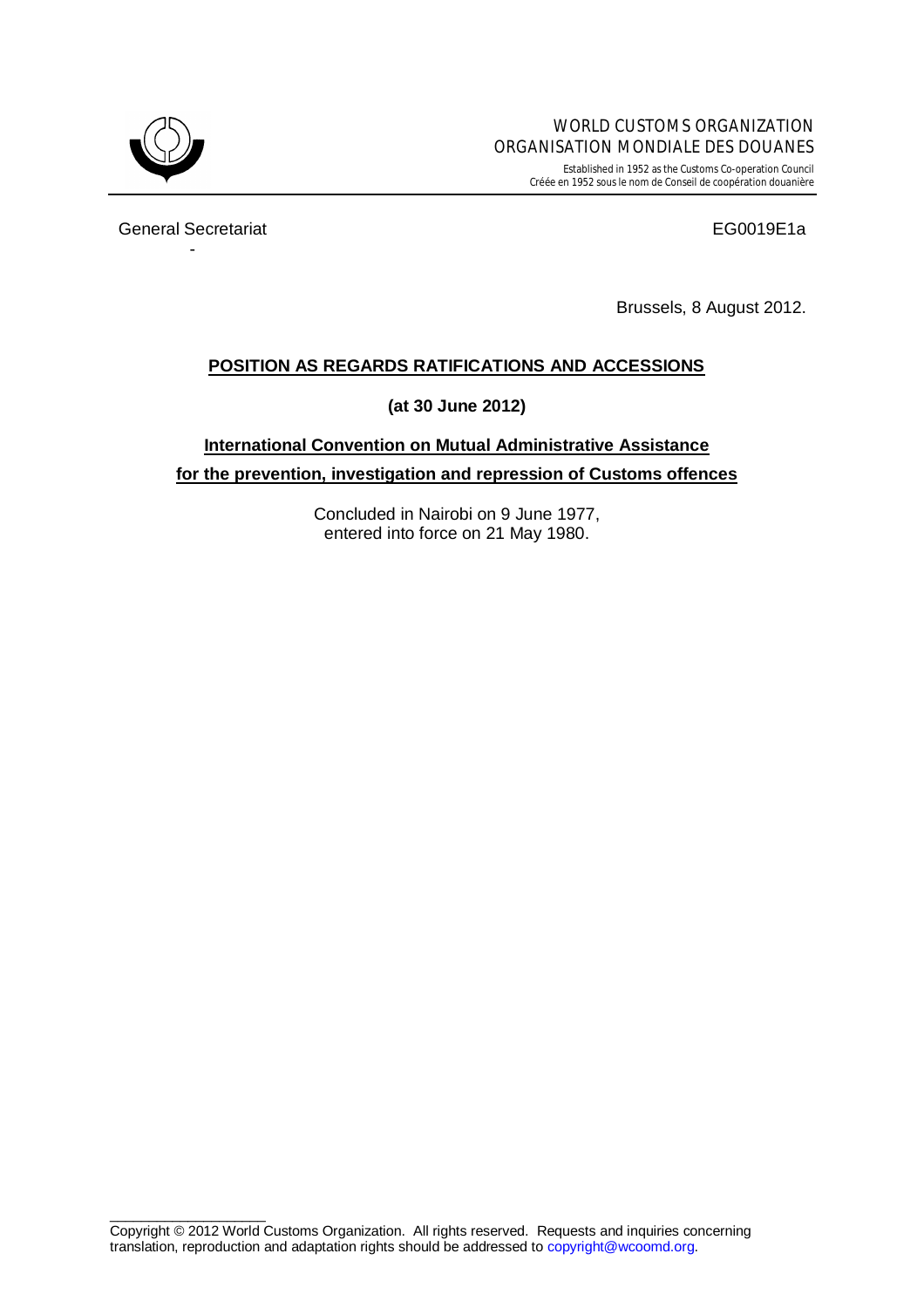WORLD CUSTOMS ORGANIZATION
ORGANISATION MONDIALE DES DOUANES

Established in 1952 as the Customs Co-operation Council
Créée en 1952 sous le nom de Conseil de coopération douanière

General Secretariat

EG0019E1a

-

Brussels, 8 August 2012.

# POSITION AS REGARDS RATIFICATIONS AND ACCESSIONS

**(at 30 June 2012)**

## International Convention on Mutual Administrative Assistance for the prevention, investigation and repression of Customs offences

Concluded in Nairobi on 9 June 1977,
entered into force on 21 May 1980.

Copyright © 2012 World Customs Organization. All rights reserved. Requests and inquiries concerning translation, reproduction and adaptation rights should be addressed to copyright@wcoomd.org.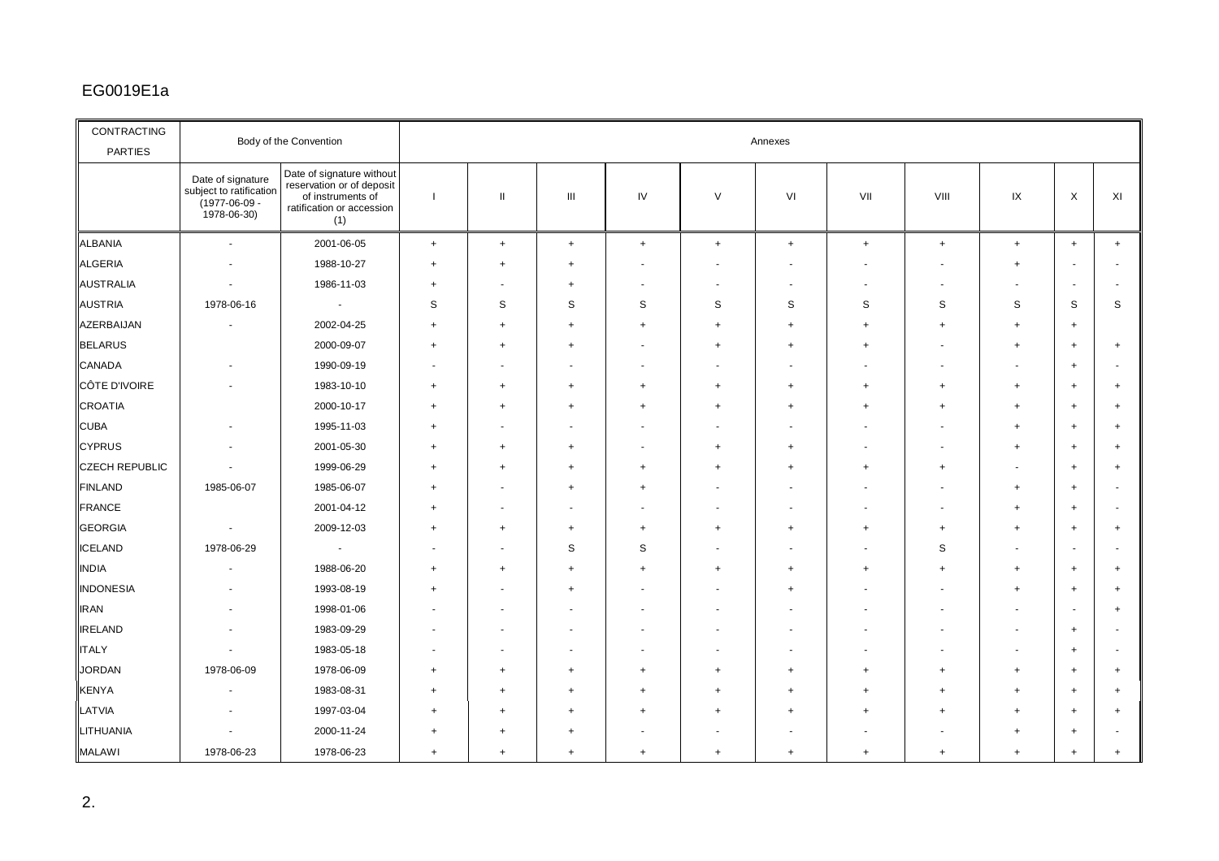| CONTRACTING PARTIES | Body of the Convention | | Annexes | | | | | | | | | | |
|---|---|---|---|---|---|---|---|---|---|---|---|---|---|
| | Date of signature subject to ratification (1977-06-09 - 1978-06-30) | Date of signature without reservation or of deposit of instruments of ratification or accession (1) | I | II | III | IV | V | VI | VII | VIII | IX | X | XI |
| ALBANIA | - | 2001-06-05 | + | + | + | + | + | + | + | + | + | + | + |
| ALGERIA | - | 1988-10-27 | + | + | + | - | - | - | - | - | + | - | - |
| AUSTRALIA | - | 1986-11-03 | + | - | + | - | - | - | - | - | - | - | - |
| AUSTRIA | 1978-06-16 | - | S | S | S | S | S | S | S | S | S | S | S |
| AZERBAIJAN | - | 2002-04-25 | + | + | + | + | + | + | + | + | + | + | |
| BELARUS | | 2000-09-07 | + | + | + | - | + | + | + | - | + | + | + |
| CANADA | - | 1990-09-19 | - | - | - | - | - | - | - | - | - | + | - |
| CÔTE D'IVOIRE | - | 1983-10-10 | + | + | + | + | + | + | + | + | + | + | + |
| CROATIA | | 2000-10-17 | + | + | + | + | + | + | + | + | + | + | + |
| CUBA | - | 1995-11-03 | + | - | - | - | - | - | - | - | + | + | + |
| CYPRUS | - | 2001-05-30 | + | + | + | - | + | + | - | - | + | + | + |
| CZECH REPUBLIC | - | 1999-06-29 | + | + | + | + | + | + | + | + | - | + | + |
| FINLAND | 1985-06-07 | 1985-06-07 | + | - | + | + | - | - | - | - | + | + | - |
| FRANCE | | 2001-04-12 | + | - | - | - | - | - | - | - | + | + | - |
| GEORGIA | - | 2009-12-03 | + | + | + | + | + | + | + | + | + | + | + |
| ICELAND | 1978-06-29 | - | - | - | S | S | - | - | - | S | - | - | - |
| INDIA | - | 1988-06-20 | + | + | + | + | + | + | + | + | + | + | + |
| INDONESIA | - | 1993-08-19 | + | - | + | - | - | + | - | - | + | + | + |
| IRAN | - | 1998-01-06 | - | - | - | - | - | - | - | - | - | - | + |
| IRELAND | - | 1983-09-29 | - | - | - | - | - | - | - | - | - | + | - |
| ITALY | - | 1983-05-18 | - | - | - | - | - | - | - | - | - | + | - |
| JORDAN | 1978-06-09 | 1978-06-09 | + | + | + | + | + | + | + | + | + | + | + |
| KENYA | - | 1983-08-31 | + | + | + | + | + | + | + | + | + | + | + |
| LATVIA | - | 1997-03-04 | + | + | + | + | + | + | + | + | + | + | + |
| LITHUANIA | - | 2000-11-24 | + | + | + | - | - | - | - | - | + | + | - |
| MALAWI | 1978-06-23 | 1978-06-23 | + | + | + | + | + | + | + | + | + | + | + |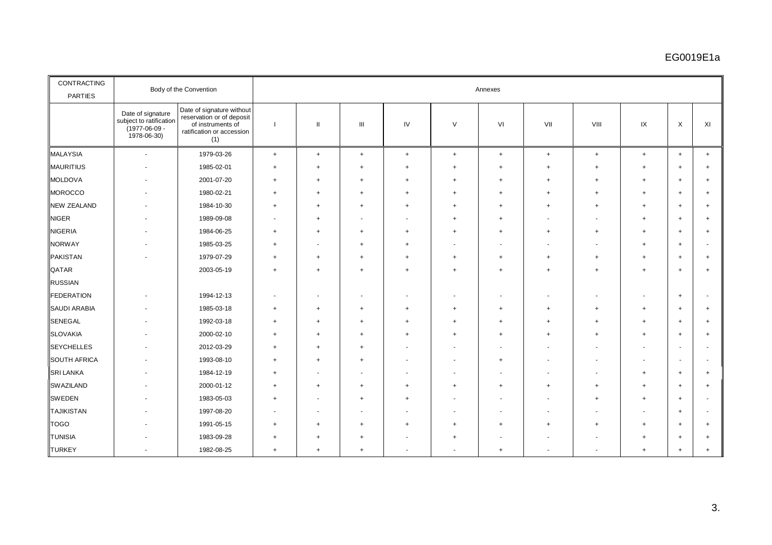| CONTRACTING PARTIES | Body of the Convention | | Annexes | | | | | | | | | | |
|---|---|---|---|---|---|---|---|---|---|---|---|---|---|
| | Date of signature subject to ratification (1977-06-09 - 1978-06-30) | Date of signature without reservation or of deposit of instruments of ratification or accession (1) | I | II | III | IV | V | VI | VII | VIII | IX | X | XI |
| MALAYSIA | - | 1979-03-26 | + | + | + | + | + | + | + | + | + | + | + |
| MAURITIUS | - | 1985-02-01 | + | + | + | + | + | + | + | + | + | + | + |
| MOLDOVA | - | 2001-07-20 | + | + | + | + | + | + | + | + | + | + | + |
| MOROCCO | - | 1980-02-21 | + | + | + | + | + | + | + | + | + | + | + |
| NEW ZEALAND | - | 1984-10-30 | + | + | + | + | + | + | + | + | + | + | + |
| NIGER | - | 1989-09-08 | - | + | - | - | + | + | - | - | + | + | + |
| NIGERIA | - | 1984-06-25 | + | + | + | + | + | + | + | + | + | + | + |
| NORWAY | - | 1985-03-25 | + | - | + | + | - | - | - | - | + | + | - |
| PAKISTAN | - | 1979-07-29 | + | + | + | + | + | + | + | + | + | + | + |
| QATAR | | 2003-05-19 | + | + | + | + | + | + | + | + | + | + | + |
| RUSSIAN FEDERATION | - | 1994-12-13 | - | - | - | - | - | - | - | - | - | + | - |
| SAUDI ARABIA | - | 1985-03-18 | + | + | + | + | + | + | + | + | + | + | + |
| SENEGAL | - | 1992-03-18 | + | + | + | + | + | + | + | + | + | + | + |
| SLOVAKIA | - | 2000-02-10 | + | + | + | + | + | + | + | + | + | + | + |
| SEYCHELLES | - | 2012-03-29 | + | + | + | - | - | - | - | - | - | - | - |
| SOUTH AFRICA | - | 1993-08-10 | + | + | + | - | - | + | - | - | - | - | - |
| SRI LANKA | - | 1984-12-19 | + | - | - | - | - | - | - | - | + | + | + |
| SWAZILAND | - | 2000-01-12 | + | + | + | + | + | + | + | + | + | + | + |
| SWEDEN | - | 1983-05-03 | + | - | + | + | - | - | - | + | + | + | - |
| TAJIKISTAN | - | 1997-08-20 | - | - | - | - | - | - | - | - | - | + | - |
| TOGO | - | 1991-05-15 | + | + | + | + | + | + | + | + | + | + | + |
| TUNISIA | - | 1983-09-28 | + | + | + | - | + | - | - | - | + | + | + |
| TURKEY | - | 1982-08-25 | + | + | + | - | - | + | - | - | + | + | + |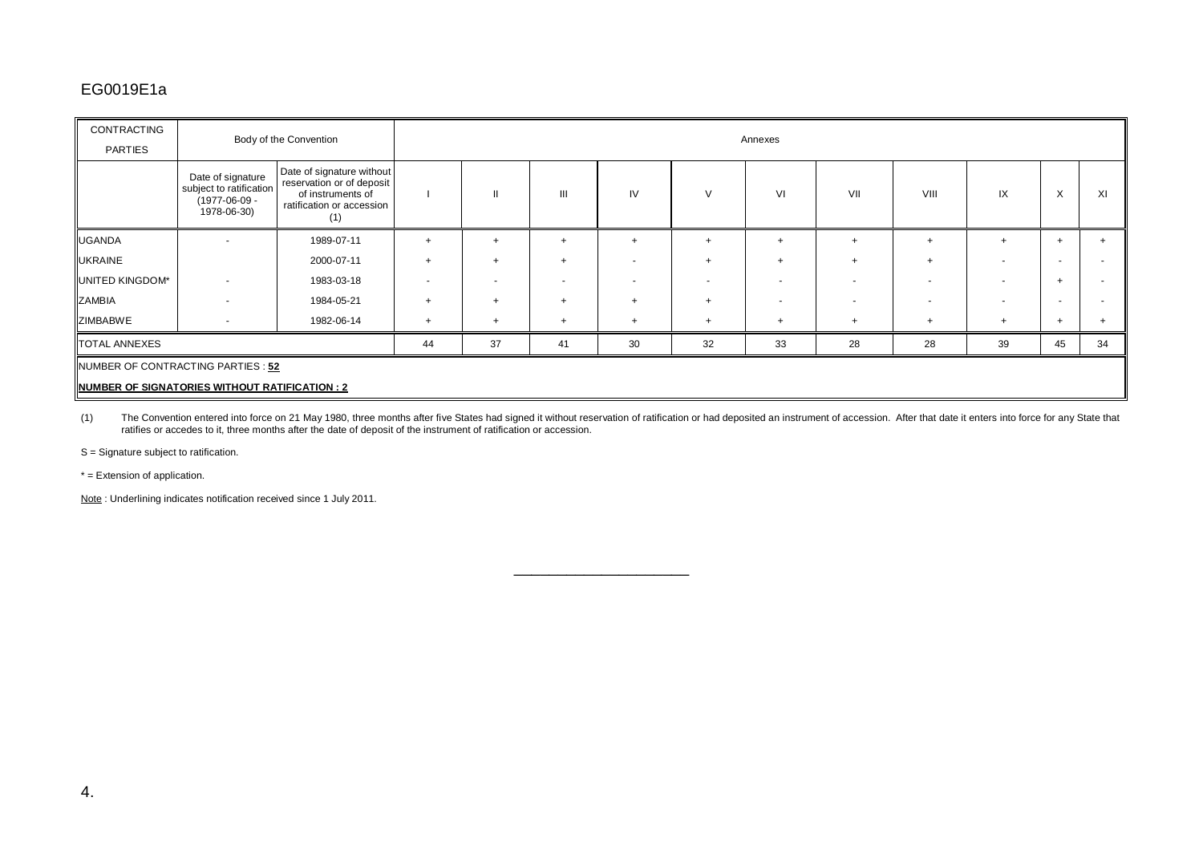EG0019E1a

| CONTRACTING PARTIES | Body of the Convention | | Annexes | | | | | | | | | | |
|---|---|---|---|---|---|---|---|---|---|---|---|---|---|
| | Date of signature subject to ratification (1977-06-09 - 1978-06-30) | Date of signature without reservation or of deposit of instruments of ratification or accession (1) | I | II | III | IV | V | VI | VII | VIII | IX | X | XI |
| UGANDA | - | 1989-07-11 | + | + | + | + | + | + | + | + | + | + | + |
| UKRAINE | | 2000-07-11 | + | + | + | - | + | + | + | + | - | - | - |
| UNITED KINGDOM* | - | 1983-03-18 | - | - | - | - | - | - | - | - | - | + | - |
| ZAMBIA | - | 1984-05-21 | + | + | + | + | + | - | - | - | - | - | - |
| ZIMBABWE | - | 1982-06-14 | + | + | + | + | + | + | + | + | + | + | + |
| TOTAL ANNEXES | | | 44 | 37 | 41 | 30 | 32 | 33 | 28 | 28 | 39 | 45 | 34 |
| NUMBER OF CONTRACTING PARTIES : **52** | | | | | | | | | | | | | |
| **NUMBER OF SIGNATORIES WITHOUT RATIFICATION : 2** | | | | | | | | | | | | | |

(1) The Convention entered into force on 21 May 1980, three months after five States had signed it without reservation of ratification or had deposited an instrument of accession. After that date it enters into force for any State that ratifies or accedes to it, three months after the date of deposit of the instrument of ratification or accession.

S = Signature subject to ratification.

* = Extension of application.

Note : Underlining indicates notification received since 1 July 2011.